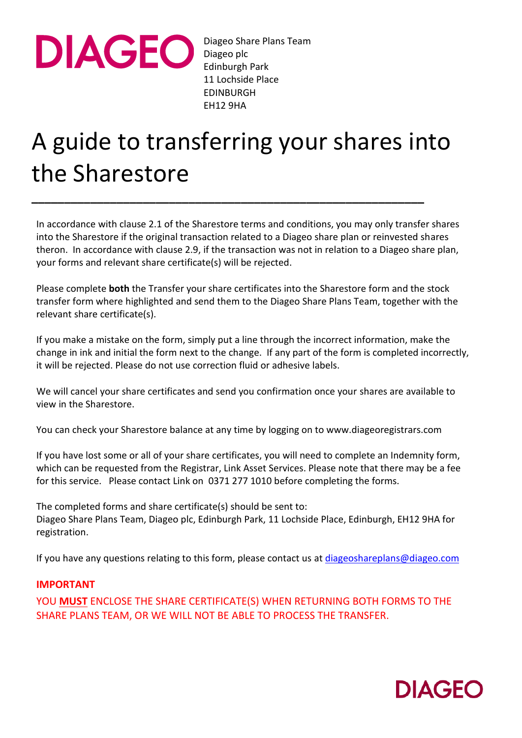DIAGEO

Diageo Share Plans Team
Diageo plc
Edinburgh Park
11 Lochside Place
EDINBURGH
EH12 9HA

# A guide to transferring your shares into the Sharestore

---

In accordance with clause 2.1 of the Sharestore terms and conditions, you may only transfer shares into the Sharestore if the original transaction related to a Diageo share plan or reinvested shares theron. In accordance with clause 2.9, if the transaction was not in relation to a Diageo share plan, your forms and relevant share certificate(s) will be rejected.

Please complete **both** the Transfer your share certificates into the Sharestore form and the stock transfer form where highlighted and send them to the Diageo Share Plans Team, together with the relevant share certificate(s).

If you make a mistake on the form, simply put a line through the incorrect information, make the change in ink and initial the form next to the change. If any part of the form is completed incorrectly, it will be rejected. Please do not use correction fluid or adhesive labels.

We will cancel your share certificates and send you confirmation once your shares are available to view in the Sharestore.

You can check your Sharestore balance at any time by logging on to www.diageoregistrars.com

If you have lost some or all of your share certificates, you will need to complete an Indemnity form, which can be requested from the Registrar, Link Asset Services. Please note that there may be a fee for this service. Please contact Link on 0371 277 1010 before completing the forms.

The completed forms and share certificate(s) should be sent to:
Diageo Share Plans Team, Diageo plc, Edinburgh Park, 11 Lochside Place, Edinburgh, EH12 9HA for registration.

If you have any questions relating to this form, please contact us at diageoshareplans@diageo.com

**IMPORTANT**

YOU **MUST** ENCLOSE THE SHARE CERTIFICATE(S) WHEN RETURNING BOTH FORMS TO THE SHARE PLANS TEAM, OR WE WILL NOT BE ABLE TO PROCESS THE TRANSFER.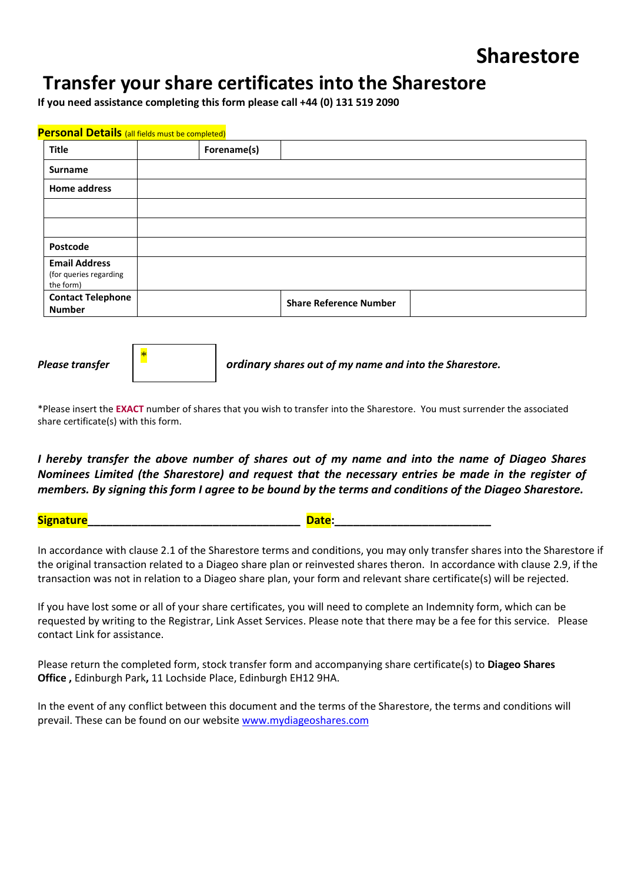# Sharestore

## Transfer your share certificates into the Sharestore

**If you need assistance completing this form please call +44 (0) 131 519 2090**

**Personal Details** (all fields must be completed)

| **Title** | | **Forename(s)** | |
|---|---|---|---|
| **Surname** | | | |
| **Home address** | | | |
| | | | |
| | | | |
| **Postcode** | | | |
| **Email Address** (for queries regarding the form) | | | |
| **Contact Telephone Number** | | **Share Reference Number** | |

***Please transfer*** [ * ] ***ordinary shares out of my name and into the Sharestore.***

*Please insert the **EXACT** number of shares that you wish to transfer into the Sharestore. You must surrender the associated share certificate(s) with this form.

***I hereby transfer the above number of shares out of my name and into the name of Diageo Shares Nominees Limited (the Sharestore) and request that the necessary entries be made in the register of members. By signing this form I agree to be bound by the terms and conditions of the Diageo Sharestore.***

**Signature**__________________________________ **Date:**________________________

In accordance with clause 2.1 of the Sharestore terms and conditions, you may only transfer shares into the Sharestore if the original transaction related to a Diageo share plan or reinvested shares theron. In accordance with clause 2.9, if the transaction was not in relation to a Diageo share plan, your form and relevant share certificate(s) will be rejected.

If you have lost some or all of your share certificates, you will need to complete an Indemnity form, which can be requested by writing to the Registrar, Link Asset Services. Please note that there may be a fee for this service. Please contact Link for assistance.

Please return the completed form, stock transfer form and accompanying share certificate(s) to **Diageo Shares Office ,** Edinburgh Park**,** 11 Lochside Place, Edinburgh EH12 9HA.

In the event of any conflict between this document and the terms of the Sharestore, the terms and conditions will prevail. These can be found on our website www.mydiageoshares.com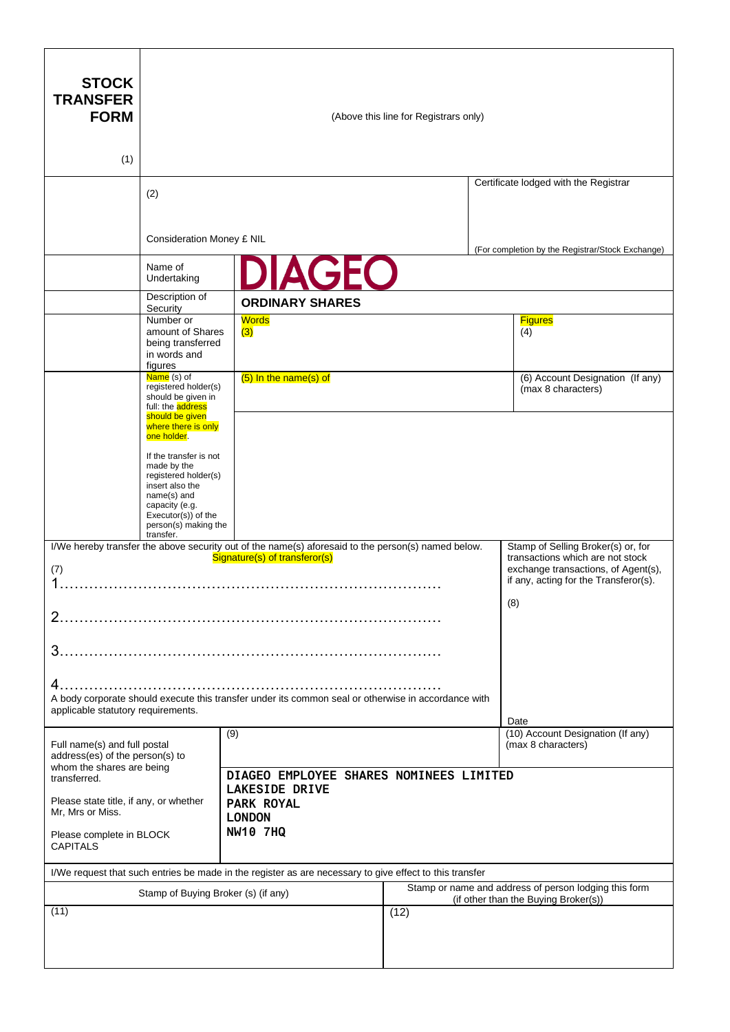# STOCK TRANSFER FORM

(1)

(Above this line for Registrars only)

| | | | |
|---|---|---|---|
| | (2)<br><br>Consideration Money £ NIL | | Certificate lodged with the Registrar<br><br>(For completion by the Registrar/Stock Exchange) |
| | Name of Undertaking | DIAGEO | |
| | Description of Security | **ORDINARY SHARES** | |
| | Number or amount of Shares being transferred in words and figures | Words<br>(3) | Figures<br>(4) |
| | Name (s) of registered holder(s) should be given in full: the address should be given where there is only one holder.<br><br>If the transfer is not made by the registered holder(s) insert also the name(s) and capacity (e.g. Executor(s)) of the person(s) making the transfer. | (5) In the name(s) of | (6) Account Designation (If any) (max 8 characters) |

I/We hereby transfer the above security out of the name(s) aforesaid to the person(s) named below.

Signature(s) of transferor(s)

(7)

1.........................................................................

2.........................................................................

3.........................................................................

4.........................................................................

A body corporate should execute this transfer under its common seal or otherwise in accordance with applicable statutory requirements.

Stamp of Selling Broker(s) or, for transactions which are not stock exchange transactions, of Agent(s), if any, acting for the Transferor(s).

(8)

Date

| | | |
|---|---|---|
| Full name(s) and full postal address(es) of the person(s) to whom the shares are being transferred.<br><br>Please state title, if any, or whether Mr, Mrs or Miss.<br><br>Please complete in BLOCK CAPITALS | (9)<br><br>**DIAGEO EMPLOYEE SHARES NOMINEES LIMITED**<br>**LAKESIDE DRIVE**<br>**PARK ROYAL**<br>**LONDON**<br>**NW10 7HQ** | (10) Account Designation (If any) (max 8 characters) |

I/We request that such entries be made in the register as are necessary to give effect to this transfer

| Stamp of Buying Broker (s) (if any) | Stamp or name and address of person lodging this form (if other than the Buying Broker(s)) |
|---|---|
| (11) | (12) |